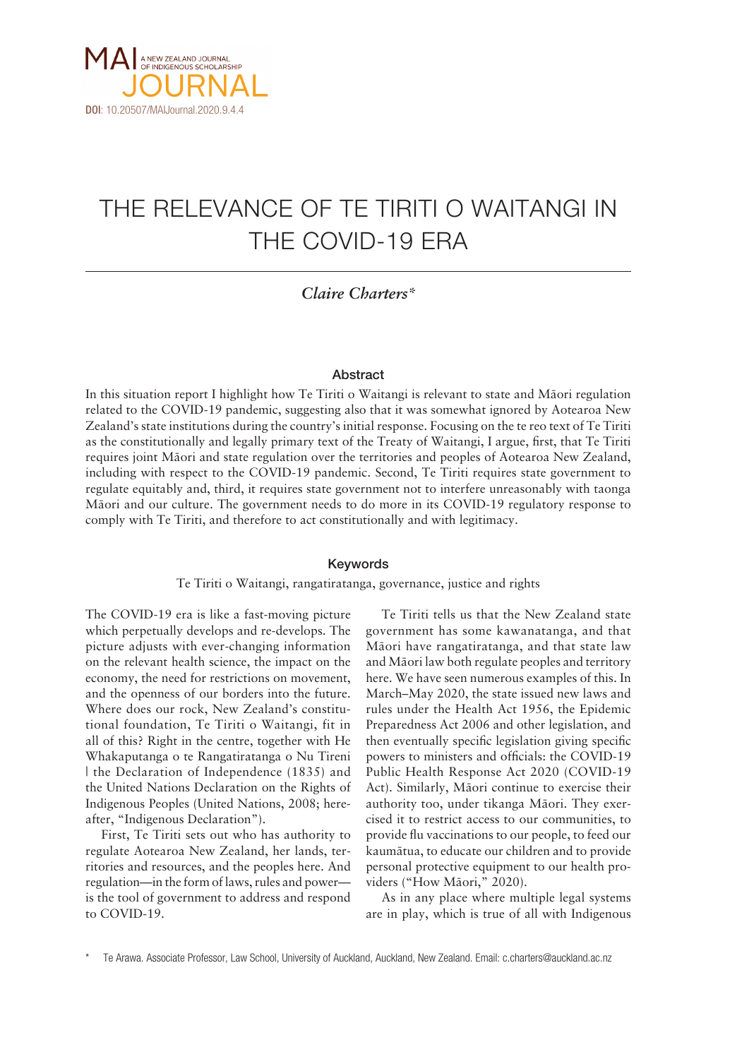MAI JOURNAL — A NEW ZEALAND JOURNAL OF INDIGENOUS SCHOLARSHIP

**DOI**: 10.20507/MAIJournal.2020.9.4.4

# THE RELEVANCE OF TE TIRITI O WAITANGI IN THE COVID-19 ERA

*Claire Charters**

### Abstract

In this situation report I highlight how Te Tiriti o Waitangi is relevant to state and Māori regulation related to the COVID-19 pandemic, suggesting also that it was somewhat ignored by Aotearoa New Zealand's state institutions during the country's initial response. Focusing on the te reo text of Te Tiriti as the constitutionally and legally primary text of the Treaty of Waitangi, I argue, first, that Te Tiriti requires joint Māori and state regulation over the territories and peoples of Aotearoa New Zealand, including with respect to the COVID-19 pandemic. Second, Te Tiriti requires state government to regulate equitably and, third, it requires state government not to interfere unreasonably with taonga Māori and our culture. The government needs to do more in its COVID-19 regulatory response to comply with Te Tiriti, and therefore to act constitutionally and with legitimacy.

### Keywords

Te Tiriti o Waitangi, rangatiratanga, governance, justice and rights

The COVID-19 era is like a fast-moving picture which perpetually develops and re-develops. The picture adjusts with ever-changing information on the relevant health science, the impact on the economy, the need for restrictions on movement, and the openness of our borders into the future. Where does our rock, New Zealand's constitutional foundation, Te Tiriti o Waitangi, fit in all of this? Right in the centre, together with He Whakaputanga o te Rangatiratanga o Nu Tireni | the Declaration of Independence (1835) and the United Nations Declaration on the Rights of Indigenous Peoples (United Nations, 2008; hereafter, "Indigenous Declaration").

First, Te Tiriti sets out who has authority to regulate Aotearoa New Zealand, her lands, territories and resources, and the peoples here. And regulation—in the form of laws, rules and power—is the tool of government to address and respond to COVID-19.

Te Tiriti tells us that the New Zealand state government has some kawanatanga, and that Māori have rangatiratanga, and that state law and Māori law both regulate peoples and territory here. We have seen numerous examples of this. In March–May 2020, the state issued new laws and rules under the Health Act 1956, the Epidemic Preparedness Act 2006 and other legislation, and then eventually specific legislation giving specific powers to ministers and officials: the COVID-19 Public Health Response Act 2020 (COVID-19 Act). Similarly, Māori continue to exercise their authority too, under tikanga Māori. They exercised it to restrict access to our communities, to provide flu vaccinations to our people, to feed our kaumātua, to educate our children and to provide personal protective equipment to our health providers ("How Māori," 2020).

As in any place where multiple legal systems are in play, which is true of all with Indigenous

\* Te Arawa. Associate Professor, Law School, University of Auckland, Auckland, New Zealand. Email: c.charters@auckland.ac.nz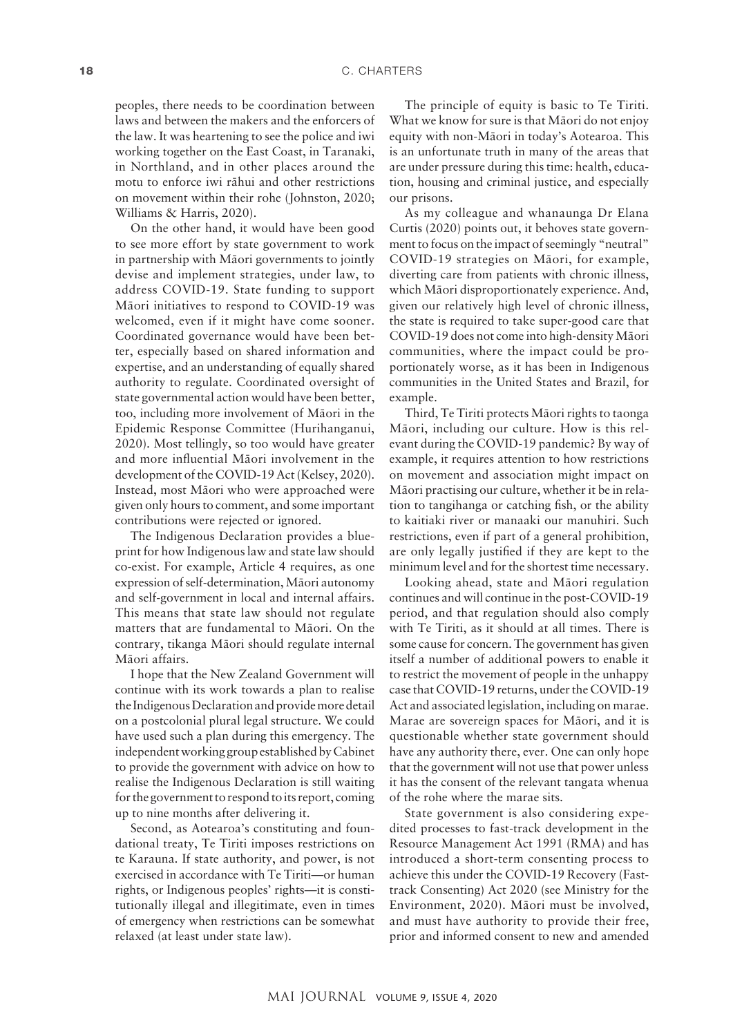peoples, there needs to be coordination between laws and between the makers and the enforcers of the law. It was heartening to see the police and iwi working together on the East Coast, in Taranaki, in Northland, and in other places around the motu to enforce iwi rāhui and other restrictions on movement within their rohe (Johnston, 2020; Williams & Harris, 2020).

On the other hand, it would have been good to see more effort by state government to work in partnership with Māori governments to jointly devise and implement strategies, under law, to address COVID-19. State funding to support Māori initiatives to respond to COVID-19 was welcomed, even if it might have come sooner. Coordinated governance would have been better, especially based on shared information and expertise, and an understanding of equally shared authority to regulate. Coordinated oversight of state governmental action would have been better, too, including more involvement of Māori in the Epidemic Response Committee (Hurihanganui, 2020). Most tellingly, so too would have greater and more influential Māori involvement in the development of the COVID-19 Act (Kelsey, 2020). Instead, most Māori who were approached were given only hours to comment, and some important contributions were rejected or ignored.

The Indigenous Declaration provides a blueprint for how Indigenous law and state law should co-exist. For example, Article 4 requires, as one expression of self-determination, Māori autonomy and self-government in local and internal affairs. This means that state law should not regulate matters that are fundamental to Māori. On the contrary, tikanga Māori should regulate internal Māori affairs.

I hope that the New Zealand Government will continue with its work towards a plan to realise the Indigenous Declaration and provide more detail on a postcolonial plural legal structure. We could have used such a plan during this emergency. The independent working group established by Cabinet to provide the government with advice on how to realise the Indigenous Declaration is still waiting for the government to respond to its report, coming up to nine months after delivering it.

Second, as Aotearoa's constituting and foundational treaty, Te Tiriti imposes restrictions on te Karauna. If state authority, and power, is not exercised in accordance with Te Tiriti—or human rights, or Indigenous peoples' rights—it is constitutionally illegal and illegitimate, even in times of emergency when restrictions can be somewhat relaxed (at least under state law).

The principle of equity is basic to Te Tiriti. What we know for sure is that Māori do not enjoy equity with non-Māori in today's Aotearoa. This is an unfortunate truth in many of the areas that are under pressure during this time: health, education, housing and criminal justice, and especially our prisons.

As my colleague and whanaunga Dr Elana Curtis (2020) points out, it behoves state government to focus on the impact of seemingly "neutral" COVID-19 strategies on Māori, for example, diverting care from patients with chronic illness, which Māori disproportionately experience. And, given our relatively high level of chronic illness, the state is required to take super-good care that COVID-19 does not come into high-density Māori communities, where the impact could be proportionately worse, as it has been in Indigenous communities in the United States and Brazil, for example.

Third, Te Tiriti protects Māori rights to taonga Māori, including our culture. How is this relevant during the COVID-19 pandemic? By way of example, it requires attention to how restrictions on movement and association might impact on Māori practising our culture, whether it be in relation to tangihanga or catching fish, or the ability to kaitiaki river or manaaki our manuhiri. Such restrictions, even if part of a general prohibition, are only legally justified if they are kept to the minimum level and for the shortest time necessary.

Looking ahead, state and Māori regulation continues and will continue in the post-COVID-19 period, and that regulation should also comply with Te Tiriti, as it should at all times. There is some cause for concern. The government has given itself a number of additional powers to enable it to restrict the movement of people in the unhappy case that COVID-19 returns, under the COVID-19 Act and associated legislation, including on marae. Marae are sovereign spaces for Māori, and it is questionable whether state government should have any authority there, ever. One can only hope that the government will not use that power unless it has the consent of the relevant tangata whenua of the rohe where the marae sits.

State government is also considering expedited processes to fast-track development in the Resource Management Act 1991 (RMA) and has introduced a short-term consenting process to achieve this under the COVID-19 Recovery (Fast-track Consenting) Act 2020 (see Ministry for the Environment, 2020). Māori must be involved, and must have authority to provide their free, prior and informed consent to new and amended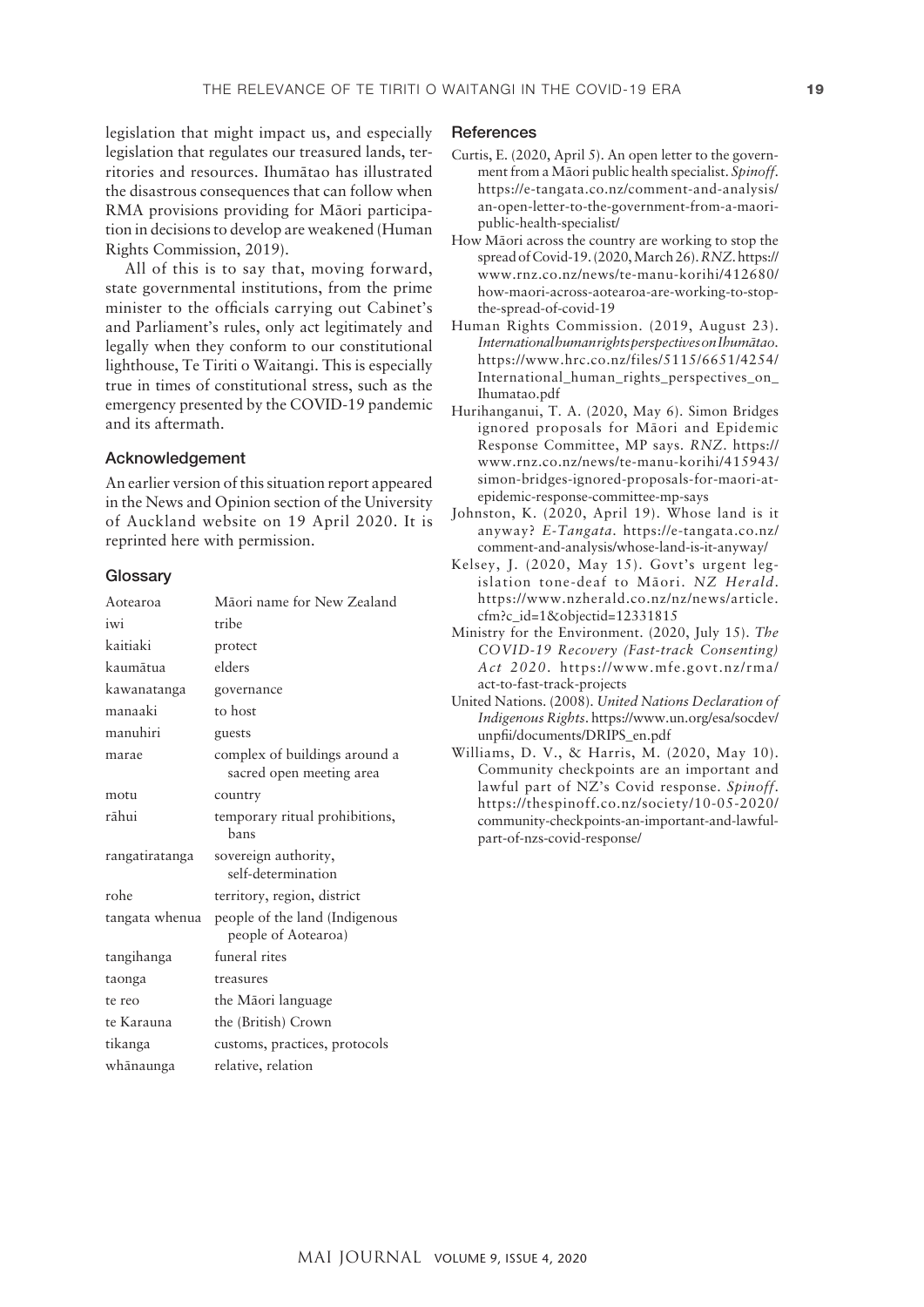legislation that might impact us, and especially legislation that regulates our treasured lands, territories and resources. Ihumātao has illustrated the disastrous consequences that can follow when RMA provisions providing for Māori participation in decisions to develop are weakened (Human Rights Commission, 2019).

All of this is to say that, moving forward, state governmental institutions, from the prime minister to the officials carrying out Cabinet's and Parliament's rules, only act legitimately and legally when they conform to our constitutional lighthouse, Te Tiriti o Waitangi. This is especially true in times of constitutional stress, such as the emergency presented by the COVID-19 pandemic and its aftermath.

## Acknowledgement

An earlier version of this situation report appeared in the News and Opinion section of the University of Auckland website on 19 April 2020. It is reprinted here with permission.

## Glossary

| | |
|---|---|
| Aotearoa | Māori name for New Zealand |
| iwi | tribe |
| kaitiaki | protect |
| kaumātua | elders |
| kawanatanga | governance |
| manaaki | to host |
| manuhiri | guests |
| marae | complex of buildings around a sacred open meeting area |
| motu | country |
| rāhui | temporary ritual prohibitions, bans |
| rangatiratanga | sovereign authority, self-determination |
| rohe | territory, region, district |
| tangata whenua | people of the land (Indigenous people of Aotearoa) |
| tangihanga | funeral rites |
| taonga | treasures |
| te reo | the Māori language |
| te Karauna | the (British) Crown |
| tikanga | customs, practices, protocols |
| whānaunga | relative, relation |

## References

Curtis, E. (2020, April 5). An open letter to the government from a Māori public health specialist. *Spinoff*. https://e-tangata.co.nz/comment-and-analysis/an-open-letter-to-the-government-from-a-maori-public-health-specialist/

How Māori across the country are working to stop the spread of Covid-19. (2020, March 26). *RNZ*. https://www.rnz.co.nz/news/te-manu-korihi/412680/how-maori-across-aotearoa-are-working-to-stop-the-spread-of-covid-19

Human Rights Commission. (2019, August 23). *International human rights perspectives on Ihumātao*. https://www.hrc.co.nz/files/5115/6651/4254/International_human_rights_perspectives_on_Ihumatao.pdf

Hurihanganui, T. A. (2020, May 6). Simon Bridges ignored proposals for Māori and Epidemic Response Committee, MP says. *RNZ*. https://www.rnz.co.nz/news/te-manu-korihi/415943/simon-bridges-ignored-proposals-for-maori-at-epidemic-response-committee-mp-says

Johnston, K. (2020, April 19). Whose land is it anyway? *E-Tangata*. https://e-tangata.co.nz/comment-and-analysis/whose-land-is-it-anyway/

Kelsey, J. (2020, May 15). Govt's urgent legislation tone-deaf to Māori. *NZ Herald*. https://www.nzherald.co.nz/nz/news/article.cfm?c_id=1&objectid=12331815

Ministry for the Environment. (2020, July 15). *The COVID-19 Recovery (Fast-track Consenting) Act 2020*. https://www.mfe.govt.nz/rma/act-to-fast-track-projects

United Nations. (2008). *United Nations Declaration of Indigenous Rights*. https://www.un.org/esa/socdev/unpfii/documents/DRIPS_en.pdf

Williams, D. V., & Harris, M. (2020, May 10). Community checkpoints are an important and lawful part of NZ's Covid response. *Spinoff*. https://thespinoff.co.nz/society/10-05-2020/community-checkpoints-an-important-and-lawful-part-of-nzs-covid-response/